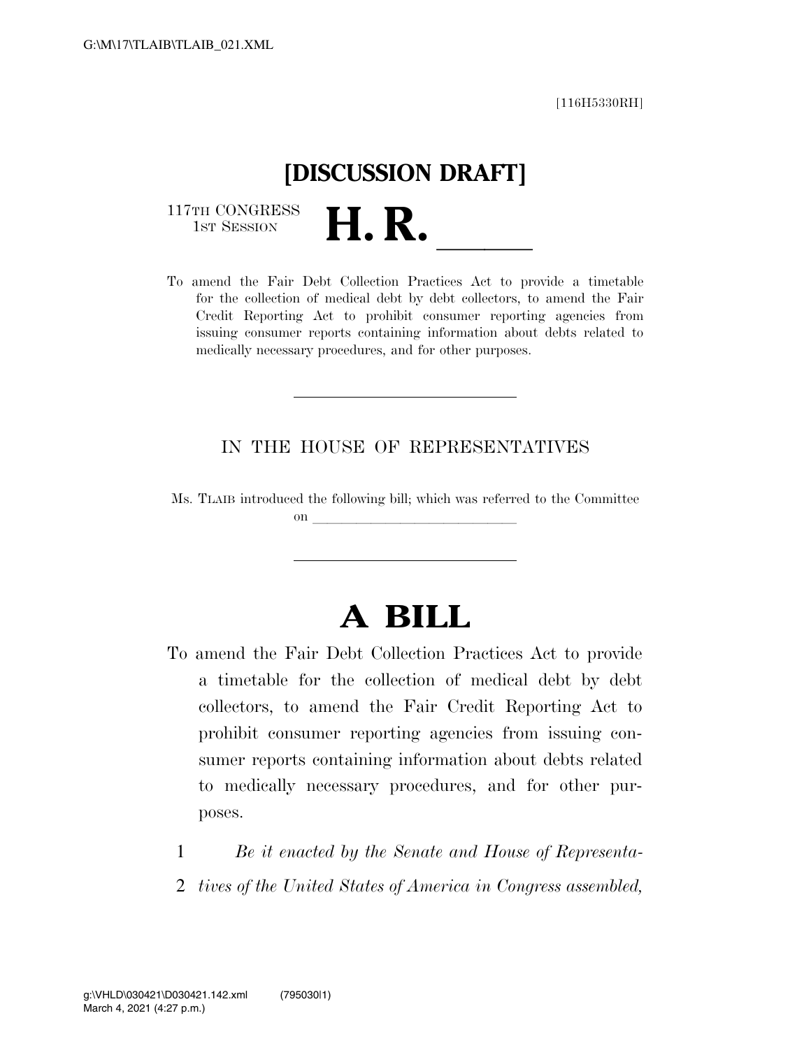[116H5330RH]

# [DISCUSSION DRAFT]

117TH CONGRESS
1ST SESSION

# H. R. \_\_\_\_\_

To amend the Fair Debt Collection Practices Act to provide a timetable for the collection of medical debt by debt collectors, to amend the Fair Credit Reporting Act to prohibit consumer reporting agencies from issuing consumer reports containing information about debts related to medically necessary procedures, and for other purposes.

---

IN THE HOUSE OF REPRESENTATIVES

Ms. TLAIB introduced the following bill; which was referred to the Committee on \_\_\_\_\_\_\_\_\_\_\_\_\_\_\_\_\_\_\_\_\_\_\_\_\_\_\_\_

---

# A BILL

To amend the Fair Debt Collection Practices Act to provide a timetable for the collection of medical debt by debt collectors, to amend the Fair Credit Reporting Act to prohibit consumer reporting agencies from issuing consumer reports containing information about debts related to medically necessary procedures, and for other purposes.

1 *Be it enacted by the Senate and House of Representa-*
2 *tives of the United States of America in Congress assembled,*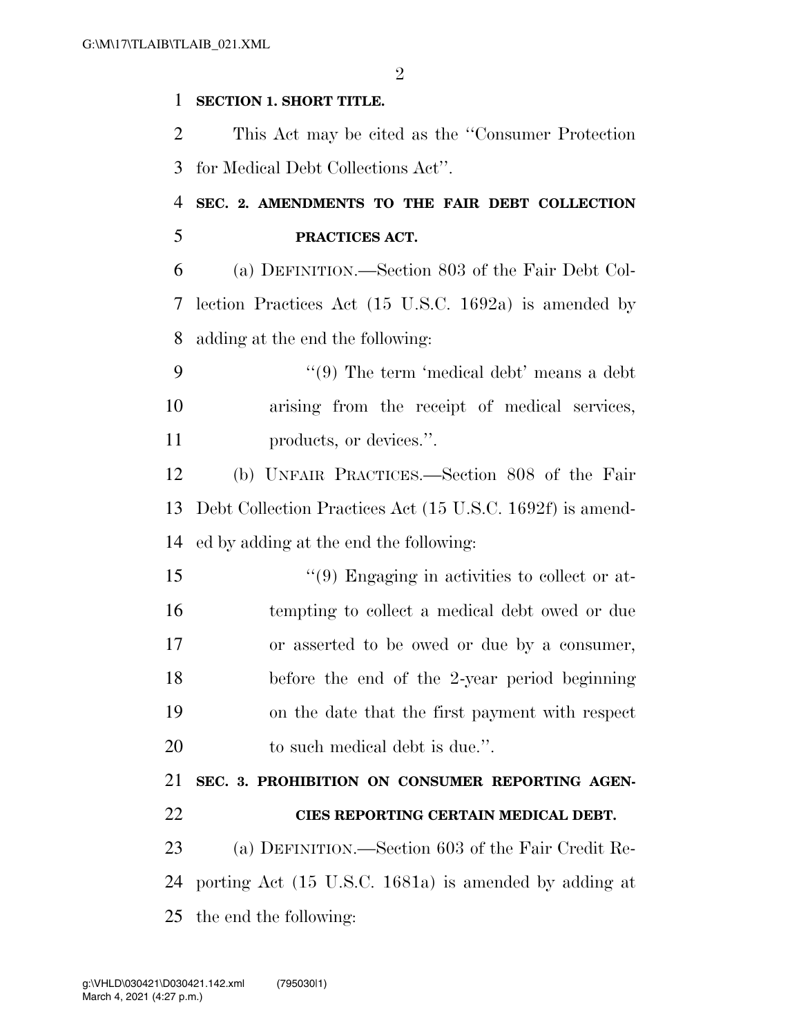**SECTION 1. SHORT TITLE.**

This Act may be cited as the "Consumer Protection for Medical Debt Collections Act".

**SEC. 2. AMENDMENTS TO THE FAIR DEBT COLLECTION PRACTICES ACT.**

(a) DEFINITION.—Section 803 of the Fair Debt Collection Practices Act (15 U.S.C. 1692a) is amended by adding at the end the following:

"(9) The term 'medical debt' means a debt arising from the receipt of medical services, products, or devices.".

(b) UNFAIR PRACTICES.—Section 808 of the Fair Debt Collection Practices Act (15 U.S.C. 1692f) is amended by adding at the end the following:

"(9) Engaging in activities to collect or attempting to collect a medical debt owed or due or asserted to be owed or due by a consumer, before the end of the 2-year period beginning on the date that the first payment with respect to such medical debt is due.".

**SEC. 3. PROHIBITION ON CONSUMER REPORTING AGENCIES REPORTING CERTAIN MEDICAL DEBT.**

(a) DEFINITION.—Section 603 of the Fair Credit Reporting Act (15 U.S.C. 1681a) is amended by adding at the end the following: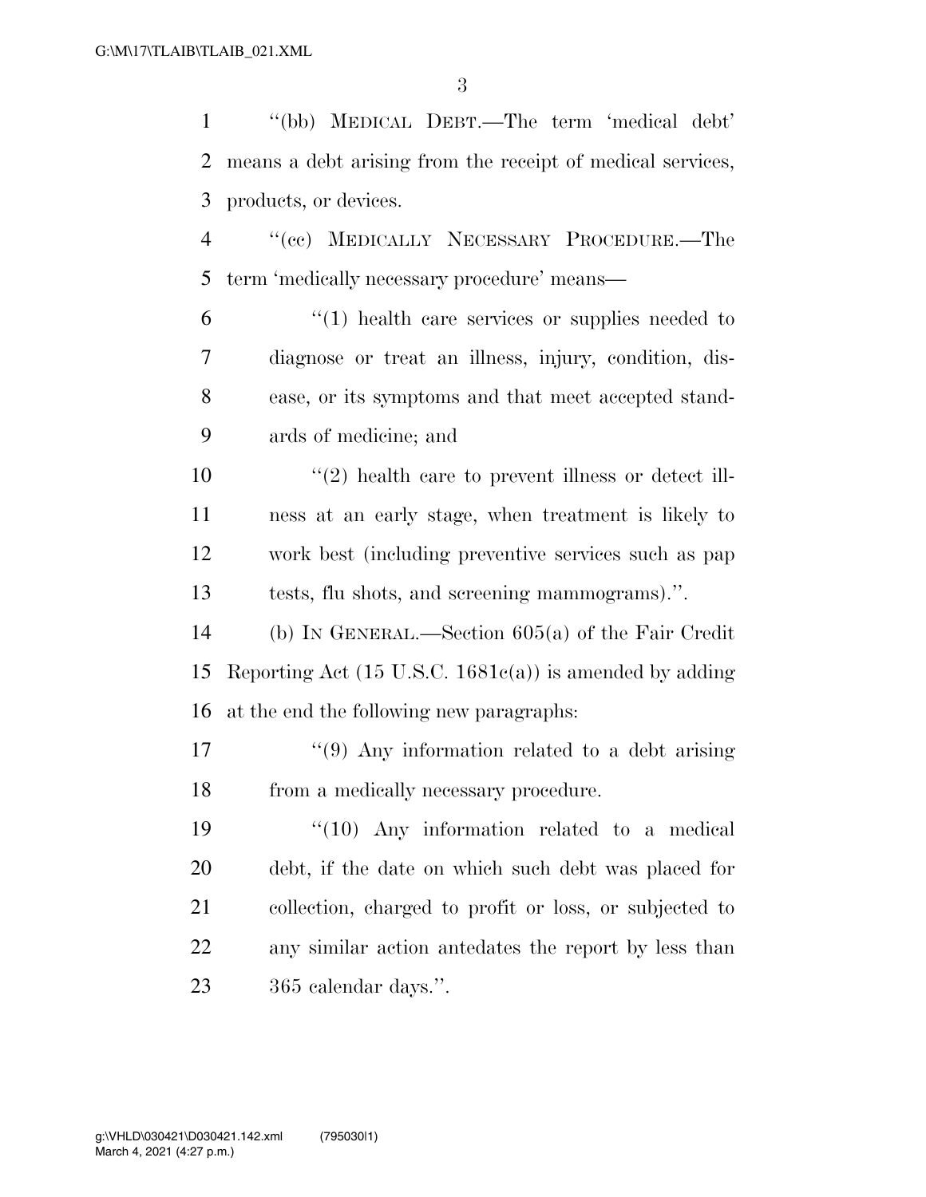''(bb) MEDICAL DEBT.—The term 'medical debt' means a debt arising from the receipt of medical services, products, or devices.

''(cc) MEDICALLY NECESSARY PROCEDURE.—The term 'medically necessary procedure' means—

''(1) health care services or supplies needed to diagnose or treat an illness, injury, condition, disease, or its symptoms and that meet accepted standards of medicine; and

''(2) health care to prevent illness or detect illness at an early stage, when treatment is likely to work best (including preventive services such as pap tests, flu shots, and screening mammograms).''.

(b) IN GENERAL.—Section 605(a) of the Fair Credit Reporting Act (15 U.S.C. 1681c(a)) is amended by adding at the end the following new paragraphs:

''(9) Any information related to a debt arising from a medically necessary procedure.

''(10) Any information related to a medical debt, if the date on which such debt was placed for collection, charged to profit or loss, or subjected to any similar action antedates the report by less than 365 calendar days.''.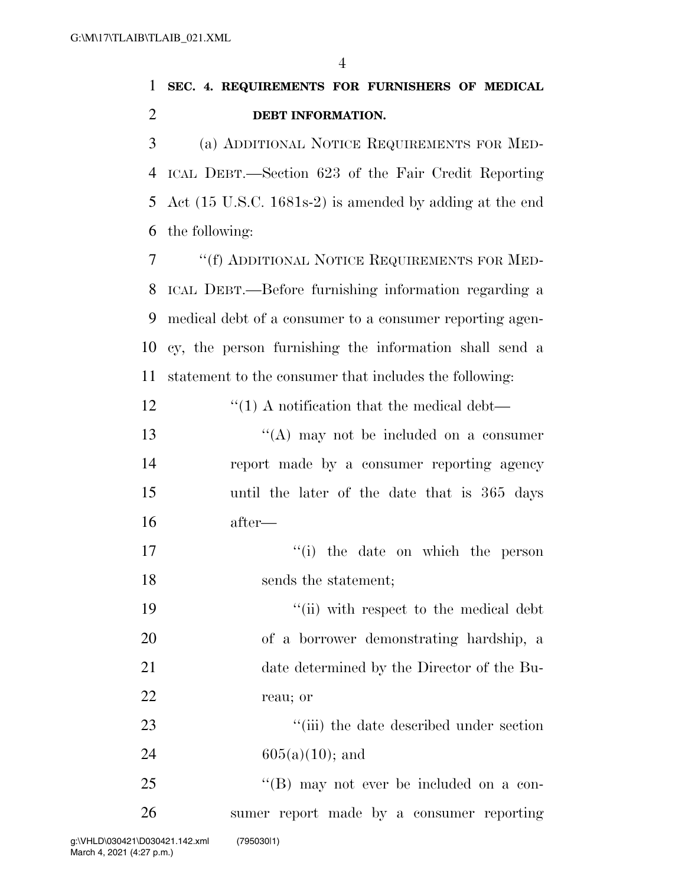**SEC. 4. REQUIREMENTS FOR FURNISHERS OF MEDICAL DEBT INFORMATION.**

(a) ADDITIONAL NOTICE REQUIREMENTS FOR MEDICAL DEBT.—Section 623 of the Fair Credit Reporting Act (15 U.S.C. 1681s-2) is amended by adding at the end the following:

"(f) ADDITIONAL NOTICE REQUIREMENTS FOR MEDICAL DEBT.—Before furnishing information regarding a medical debt of a consumer to a consumer reporting agency, the person furnishing the information shall send a statement to the consumer that includes the following:

"(1) A notification that the medical debt—

"(A) may not be included on a consumer report made by a consumer reporting agency until the later of the date that is 365 days after—

"(i) the date on which the person sends the statement;

"(ii) with respect to the medical debt of a borrower demonstrating hardship, a date determined by the Director of the Bureau; or

"(iii) the date described under section 605(a)(10); and

"(B) may not ever be included on a consumer report made by a consumer reporting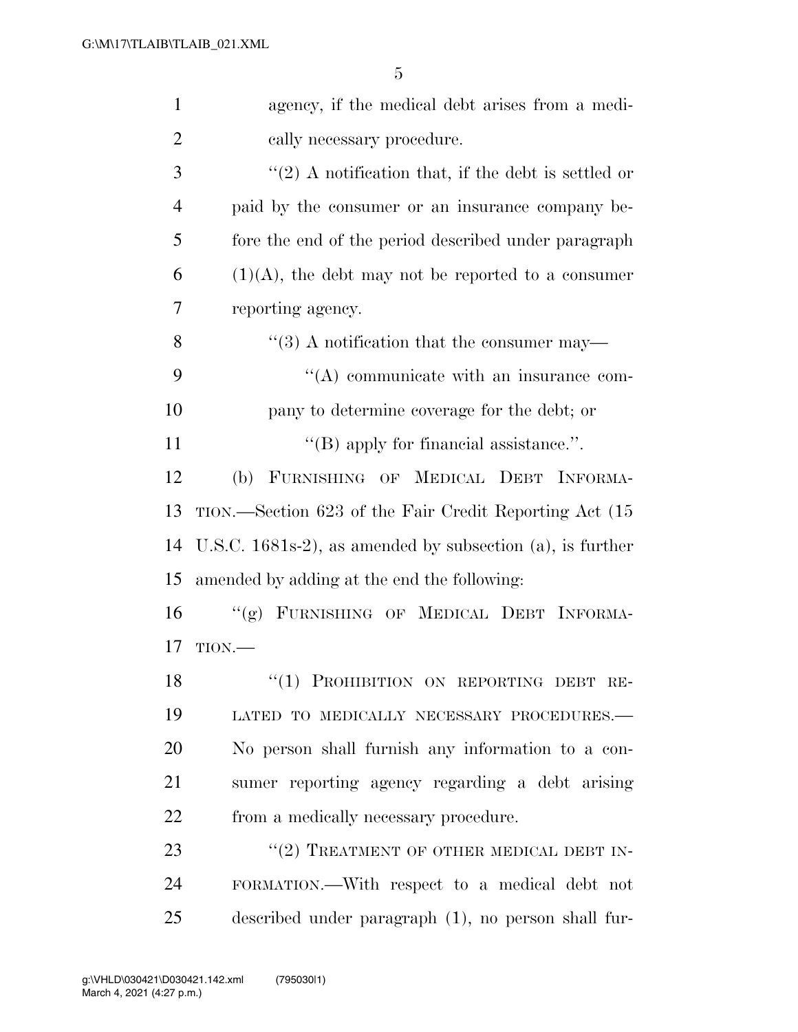agency, if the medical debt arises from a medically necessary procedure.

"(2) A notification that, if the debt is settled or paid by the consumer or an insurance company before the end of the period described under paragraph (1)(A), the debt may not be reported to a consumer reporting agency.

"(3) A notification that the consumer may—

"(A) communicate with an insurance company to determine coverage for the debt; or

"(B) apply for financial assistance.".

(b) FURNISHING OF MEDICAL DEBT INFORMATION.—Section 623 of the Fair Credit Reporting Act (15 U.S.C. 1681s-2), as amended by subsection (a), is further amended by adding at the end the following:

"(g) FURNISHING OF MEDICAL DEBT INFORMATION.—

"(1) PROHIBITION ON REPORTING DEBT RELATED TO MEDICALLY NECESSARY PROCEDURES.—No person shall furnish any information to a consumer reporting agency regarding a debt arising from a medically necessary procedure.

"(2) TREATMENT OF OTHER MEDICAL DEBT INFORMATION.—With respect to a medical debt not described under paragraph (1), no person shall fur-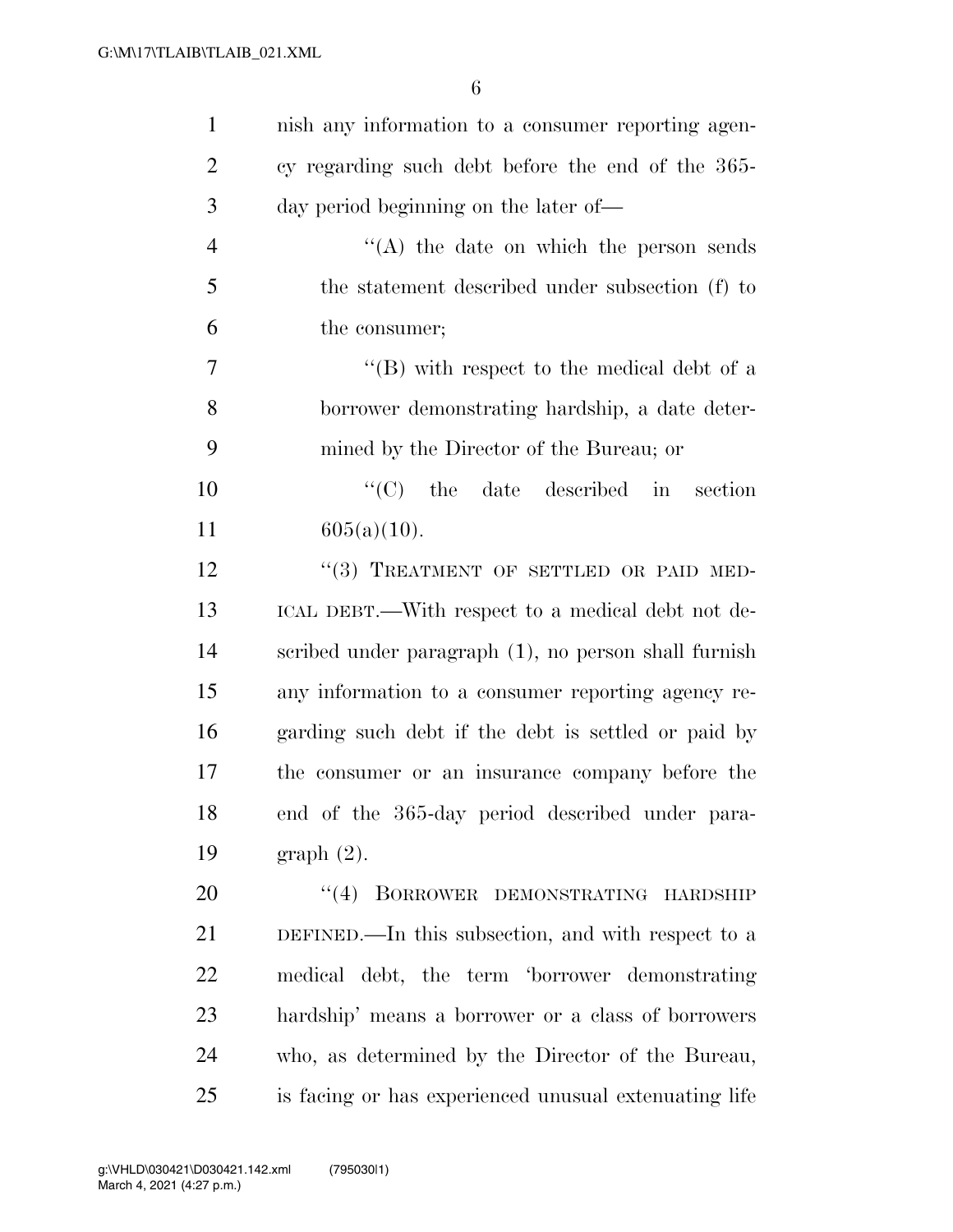nish any information to a consumer reporting agency regarding such debt before the end of the 365-day period beginning on the later of—

"(A) the date on which the person sends the statement described under subsection (f) to the consumer;

"(B) with respect to the medical debt of a borrower demonstrating hardship, a date determined by the Director of the Bureau; or

"(C) the date described in section 605(a)(10).

"(3) TREATMENT OF SETTLED OR PAID MEDICAL DEBT.—With respect to a medical debt not described under paragraph (1), no person shall furnish any information to a consumer reporting agency regarding such debt if the debt is settled or paid by the consumer or an insurance company before the end of the 365-day period described under paragraph (2).

"(4) BORROWER DEMONSTRATING HARDSHIP DEFINED.—In this subsection, and with respect to a medical debt, the term 'borrower demonstrating hardship' means a borrower or a class of borrowers who, as determined by the Director of the Bureau, is facing or has experienced unusual extenuating life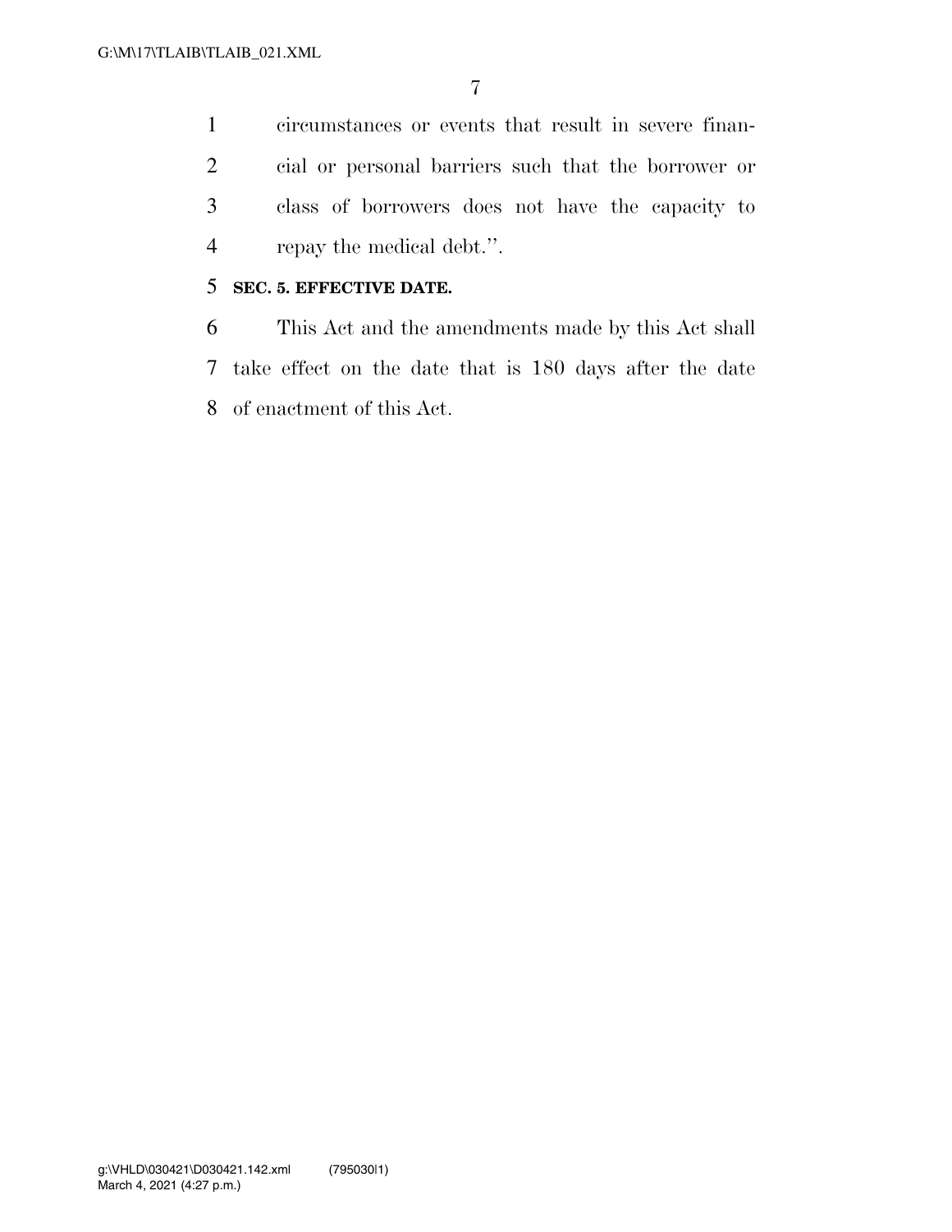circumstances or events that result in severe financial or personal barriers such that the borrower or class of borrowers does not have the capacity to repay the medical debt.''.

**SEC. 5. EFFECTIVE DATE.**

This Act and the amendments made by this Act shall take effect on the date that is 180 days after the date of enactment of this Act.